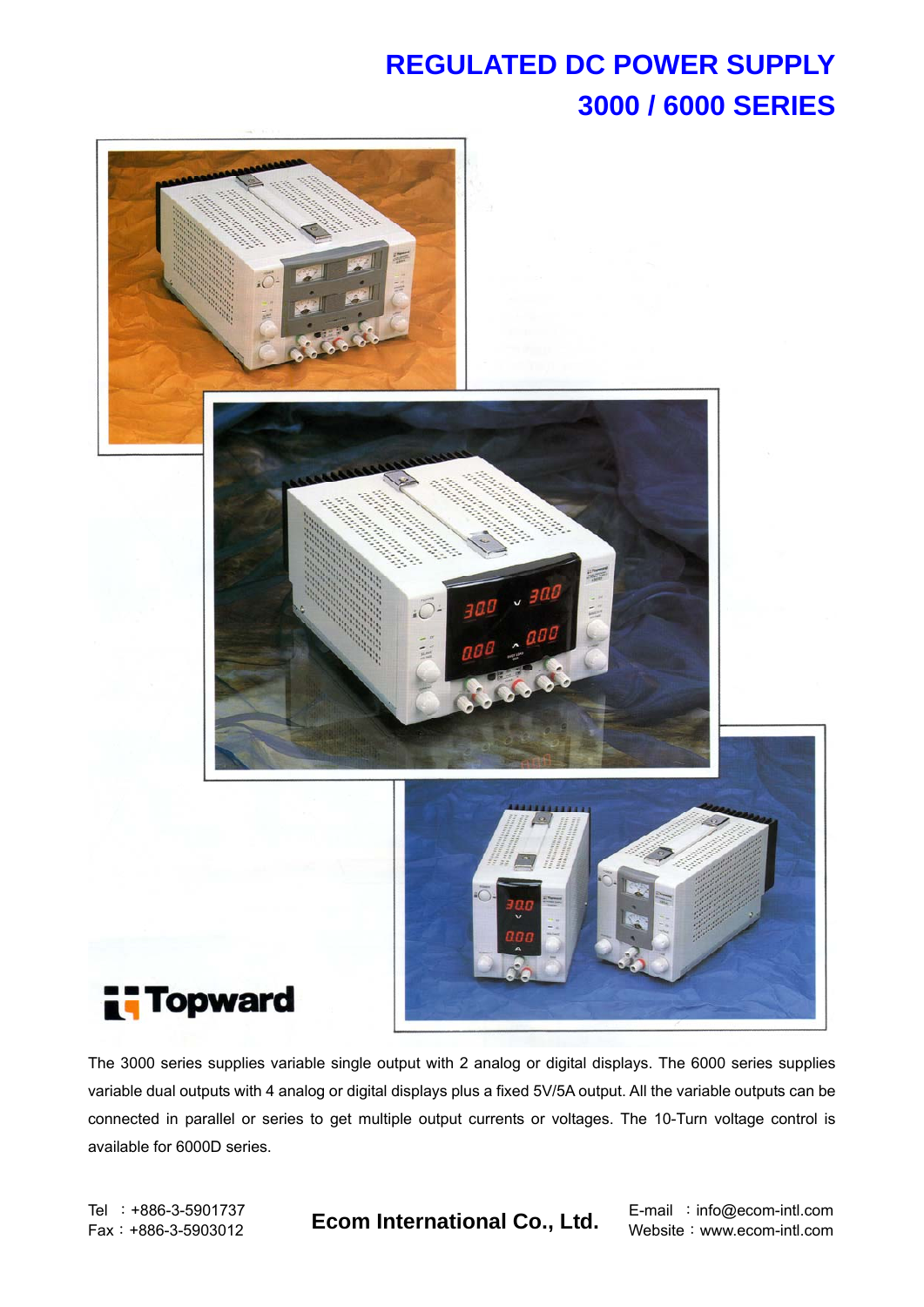# REGULATED DC POWER SUPPLY
# 3000 / 6000 SERIES

Topward

The 3000 series supplies variable single output with 2 analog or digital displays. The 6000 series supplies variable dual outputs with 4 analog or digital displays plus a fixed 5V/5A output. All the variable outputs can be connected in parallel or series to get multiple output currents or voltages. The 10-Turn voltage control is available for 6000D series.

Tel ：+886-3-5901737
Fax：+886-3-5903012

**Ecom International Co., Ltd.**

E-mail ：info@ecom-intl.com
Website：www.ecom-intl.com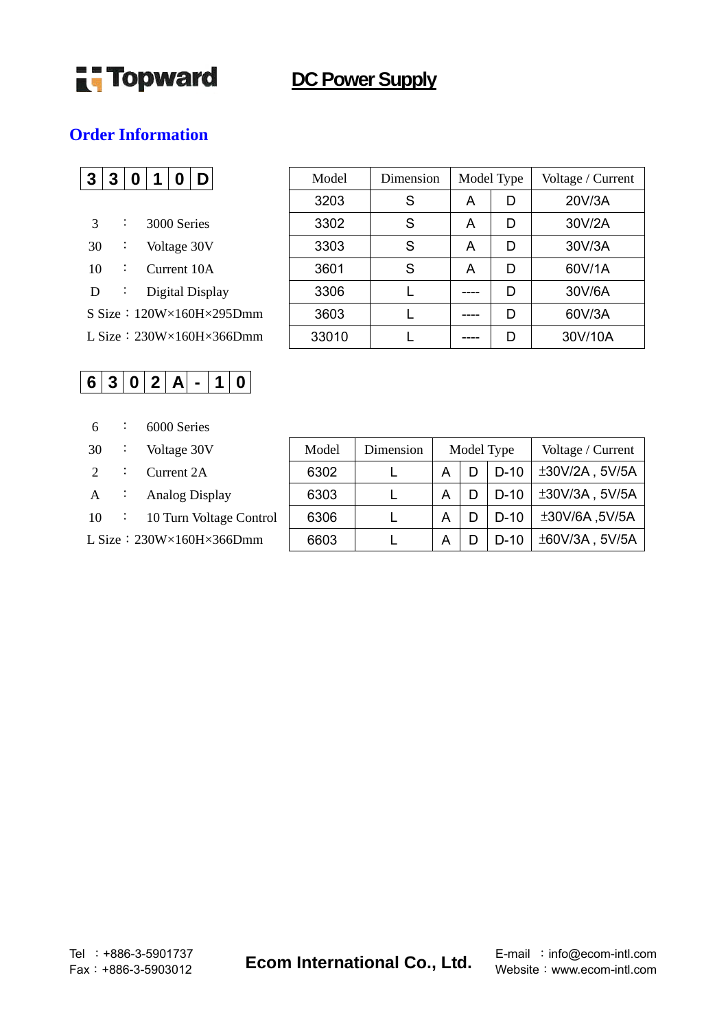Topward **DC Power Supply**

## Order Information

| 3 | 3 | 0 | 1 | 0 | D |
|---|---|---|---|---|---|

3 ： 3000 Series
30 ： Voltage 30V
10 ： Current 10A
D ： Digital Display
S Size：120W×160H×295Dmm
L Size：230W×160H×366Dmm

| Model | Dimension | Model Type | | Voltage / Current |
|---|---|---|---|---|
| 3203 | S | A | D | 20V/3A |
| 3302 | S | A | D | 30V/2A |
| 3303 | S | A | D | 30V/3A |
| 3601 | S | A | D | 60V/1A |
| 3306 | L | ---- | D | 30V/6A |
| 3603 | L | ---- | D | 60V/3A |
| 33010 | L | ---- | D | 30V/10A |

| 6 | 3 | 0 | 2 | A | - | 1 | 0 |
|---|---|---|---|---|---|---|---|

6 ： 6000 Series
30 ： Voltage 30V
2 ： Current 2A
A ： Analog Display
10 ： 10 Turn Voltage Control
L Size：230W×160H×366Dmm

| Model | Dimension | Model Type | | | Voltage / Current |
|---|---|---|---|---|---|
| 6302 | L | A | D | D-10 | ±30V/2A , 5V/5A |
| 6303 | L | A | D | D-10 | ±30V/3A , 5V/5A |
| 6306 | L | A | D | D-10 | ±30V/6A ,5V/5A |
| 6603 | L | A | D | D-10 | ±60V/3A , 5V/5A |

Tel ：+886-3-5901737
Fax：+886-3-5903012

**Ecom International Co., Ltd.**

E-mail ：info@ecom-intl.com
Website：www.ecom-intl.com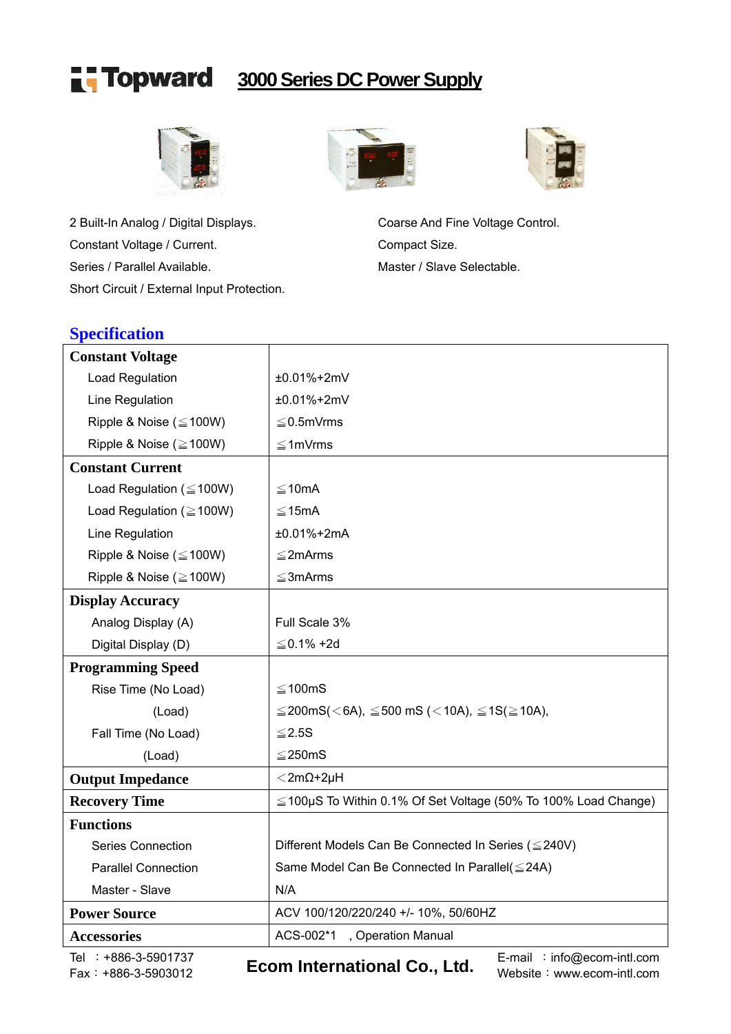# Topward 3000 Series DC Power Supply

2 Built-In Analog / Digital Displays.
Constant Voltage / Current.
Series / Parallel Available.
Short Circuit / External Input Protection.
Coarse And Fine Voltage Control.
Compact Size.
Master / Slave Selectable.

## Specification

| | |
|---|---|
| **Constant Voltage** | |
| Load Regulation | ±0.01%+2mV |
| Line Regulation | ±0.01%+2mV |
| Ripple & Noise (≦100W) | ≦0.5mVrms |
| Ripple & Noise (≧100W) | ≦1mVrms |
| **Constant Current** | |
| Load Regulation (≦100W) | ≦10mA |
| Load Regulation (≧100W) | ≦15mA |
| Line Regulation | ±0.01%+2mA |
| Ripple & Noise (≦100W) | ≦2mArms |
| Ripple & Noise (≧100W) | ≦3mArms |
| **Display Accuracy** | |
| Analog Display (A) | Full Scale 3% |
| Digital Display (D) | ≦0.1% +2d |
| **Programming Speed** | |
| Rise Time (No Load) | ≦100mS |
| (Load) | ≦200mS(＜6A), ≦500 mS (＜10A), ≦1S(≧10A), |
| Fall Time (No Load) | ≦2.5S |
| (Load) | ≦250mS |
| **Output Impedance** | ＜2mΩ+2μH |
| **Recovery Time** | ≦100μS To Within 0.1% Of Set Voltage (50% To 100% Load Change) |
| **Functions** | |
| Series Connection | Different Models Can Be Connected In Series (≦240V) |
| Parallel Connection | Same Model Can Be Connected In Parallel(≦24A) |
| Master - Slave | N/A |
| **Power Source** | ACV 100/120/220/240 +/- 10%, 50/60HZ |
| **Accessories** | ACS-002*1 , Operation Manual |

Tel ：+886-3-5901737
Fax：+886-3-5903012

**Ecom International Co., Ltd.**

E-mail ：info@ecom-intl.com
Website：www.ecom-intl.com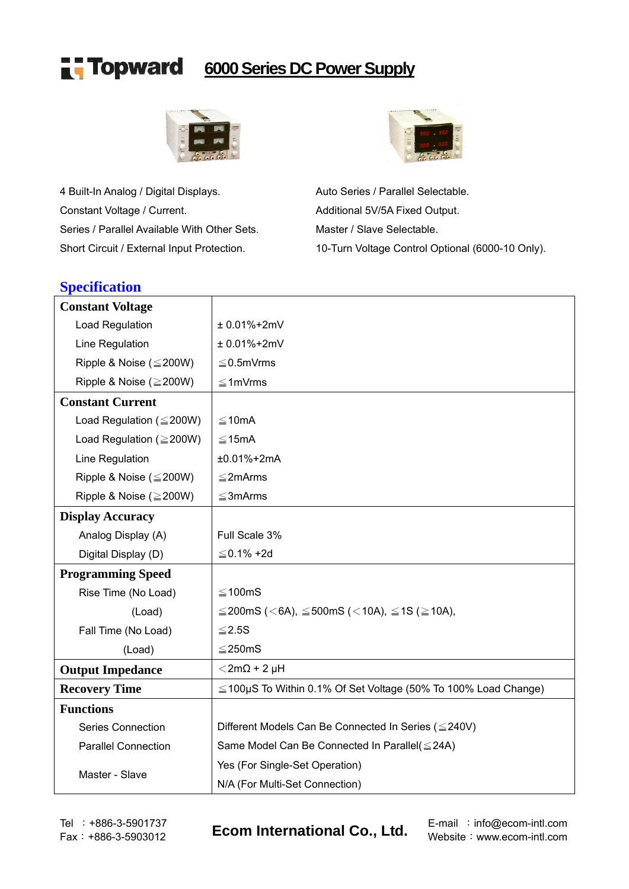# Topward 6000 Series DC Power Supply

4 Built-In Analog / Digital Displays.
Constant Voltage / Current.
Series / Parallel Available With Other Sets.
Short Circuit / External Input Protection.

Auto Series / Parallel Selectable.
Additional 5V/5A Fixed Output.
Master / Slave Selectable.
10-Turn Voltage Control Optional (6000-10 Only).

## Specification

| | |
|---|---|
| **Constant Voltage** | |
| Load Regulation | ± 0.01%+2mV |
| Line Regulation | ± 0.01%+2mV |
| Ripple & Noise (≦200W) | ≦0.5mVrms |
| Ripple & Noise (≧200W) | ≦1mVrms |
| **Constant Current** | |
| Load Regulation (≦200W) | ≦10mA |
| Load Regulation (≧200W) | ≦15mA |
| Line Regulation | ±0.01%+2mA |
| Ripple & Noise (≦200W) | ≦2mArms |
| Ripple & Noise (≧200W) | ≦3mArms |
| **Display Accuracy** | |
| Analog Display (A) | Full Scale 3% |
| Digital Display (D) | ≦0.1% +2d |
| **Programming Speed** | |
| Rise Time (No Load) | ≦100mS |
| (Load) | ≦200mS (＜6A), ≦500mS (＜10A), ≦1S (≧10A), |
| Fall Time (No Load) | ≦2.5S |
| (Load) | ≦250mS |
| **Output Impedance** | ＜2mΩ + 2 μH |
| **Recovery Time** | ≦100μS To Within 0.1% Of Set Voltage (50% To 100% Load Change) |
| **Functions** | |
| Series Connection | Different Models Can Be Connected In Series (≦240V) |
| Parallel Connection | Same Model Can Be Connected In Parallel(≦24A) |
| Master - Slave | Yes (For Single-Set Operation)<br>N/A (For Multi-Set Connection) |

Tel ：+886-3-5901737
Fax：+886-3-5903012

**Ecom International Co., Ltd.**

E-mail ：info@ecom-intl.com
Website：www.ecom-intl.com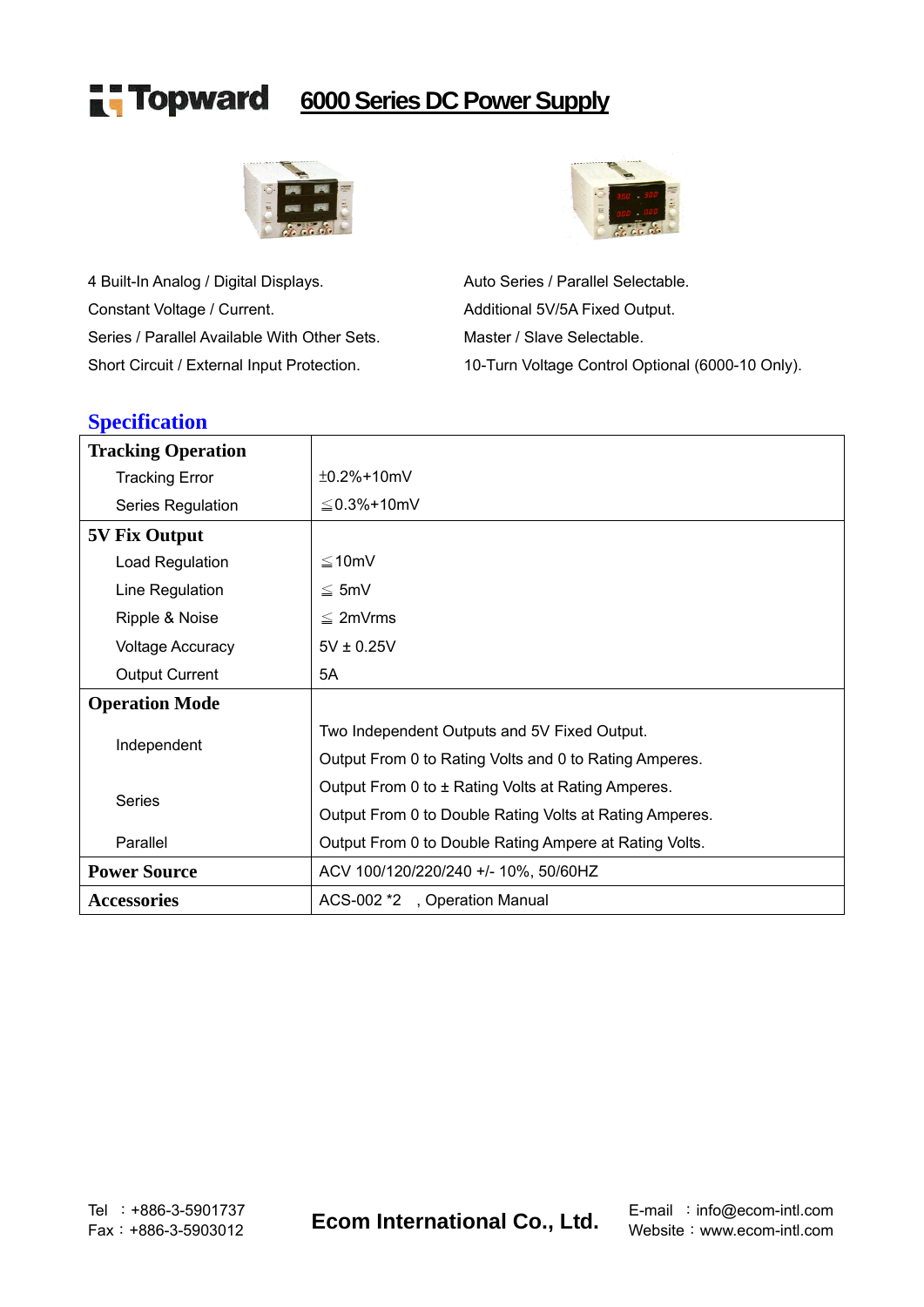# Topward 6000 Series DC Power Supply

4 Built-In Analog / Digital Displays.
Constant Voltage / Current.
Series / Parallel Available With Other Sets.
Short Circuit / External Input Protection.

Auto Series / Parallel Selectable.
Additional 5V/5A Fixed Output.
Master / Slave Selectable.
10-Turn Voltage Control Optional (6000-10 Only).

## Specification

| | |
|---|---|
| **Tracking Operation** | |
| Tracking Error | ±0.2%+10mV |
| Series Regulation | ≦0.3%+10mV |
| **5V Fix Output** | |
| Load Regulation | ≦10mV |
| Line Regulation | ≦ 5mV |
| Ripple & Noise | ≦ 2mVrms |
| Voltage Accuracy | 5V ± 0.25V |
| Output Current | 5A |
| **Operation Mode** | |
| Independent | Two Independent Outputs and 5V Fixed Output. Output From 0 to Rating Volts and 0 to Rating Amperes. |
| Series | Output From 0 to ± Rating Volts at Rating Amperes. Output From 0 to Double Rating Volts at Rating Amperes. |
| Parallel | Output From 0 to Double Rating Ampere at Rating Volts. |
| **Power Source** | ACV 100/120/220/240 +/- 10%, 50/60HZ |
| **Accessories** | ACS-002 *2 , Operation Manual |

Tel ：+886-3-5901737
Fax：+886-3-5903012

**Ecom International Co., Ltd.**

E-mail ：info@ecom-intl.com
Website：www.ecom-intl.com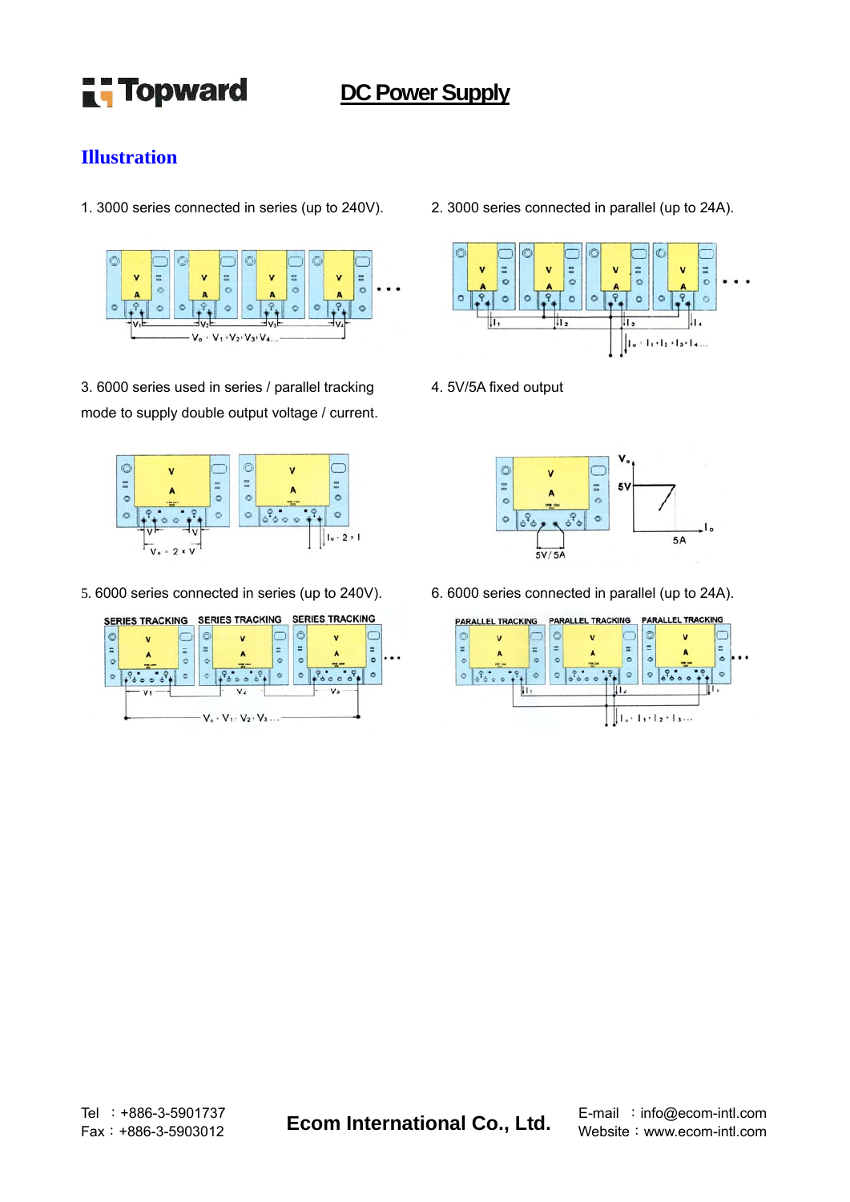# Illustration

1. 3000 series connected in series (up to 240V).

$V_o = V_1 + V_2 + V_3 + V_4 \ldots$

2. 3000 series connected in parallel (up to 24A).

$I_o = I_1 + I_2 + I_3 + I_4 \ldots$

3. 6000 series used in series / parallel tracking mode to supply double output voltage / current.

$V_o = 2 \times V$

$I_o = 2 \times I$

4. 5V/5A fixed output

5V/5A

5. 6000 series connected in series (up to 240V).

SERIES TRACKING SERIES TRACKING SERIES TRACKING

$V_o = V_1 + V_2 + V_3 \ldots$

6. 6000 series connected in parallel (up to 24A).

PARALLEL TRACKING PARALLEL TRACKING PARALLEL TRACKING

$I_o = I_1 + I_2 + I_3 \ldots$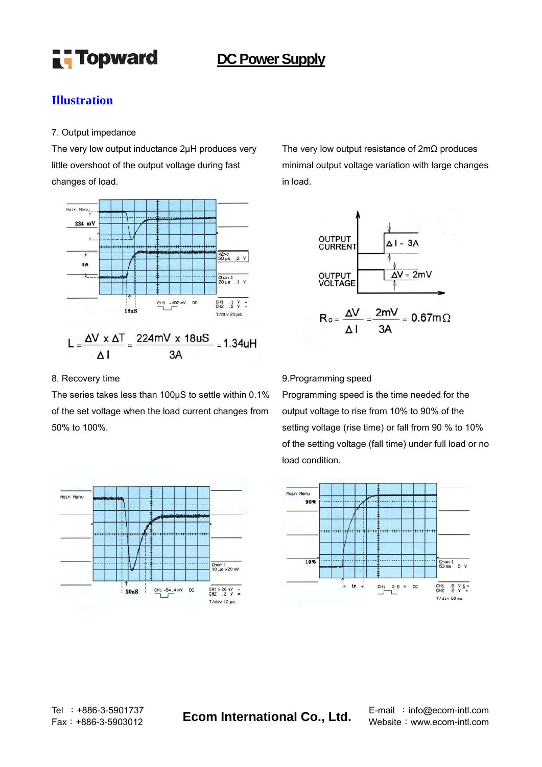## Illustration

7. Output impedance

The very low output inductance 2μH produces very little overshoot of the output voltage during fast changes of load.

Main Menu
224 mV
3A
20 μs .2 V
Chan 1
20 μs .1 V
18uS
CH1 -192 mV DC
CH1 1 V
CH2 .2 V
T/div 20 μs

$$L = \frac{\Delta V \times \Delta T}{\Delta I} = \frac{224mV \times 18uS}{3A} = 1.34uH$$

The very low output resistance of 2mΩ produces minimal output voltage variation with large changes in load.

OUTPUT CURRENT
ΔI = 3A
OUTPUT VOLTAGE
ΔV = 2mV

$$R_o = \frac{\Delta V}{\Delta I} = \frac{2mV}{3A} = 0.67m\Omega$$

8. Recovery time

The series takes less than 100μS to settle within 0.1% of the set voltage when the load current changes from 50% to 100%.

Main Menu
Chan 1
10 μs >20 mV
20uS
CH1 -54.4 mV DC
CH1 > 20 mV
CH2 .2 V
T/div 10 μs

9.Programming speed

Programming speed is the time needed for the output voltage to rise from 10% to 90% of the setting voltage (rise time) or fall from 90 % to 10% of the setting voltage (fall time) under full load or no load condition.

Main Menu
90%
10%
Chan 1
50 ms 5 V
tr
CH1 3.6 V DC
CH1 .5 V
CH2 2 V
T/div 50 ms

Tel ：+886-3-5901737
Fax：+886-3-5903012

**Ecom International Co., Ltd.**

E-mail ：info@ecom-intl.com
Website：www.ecom-intl.com